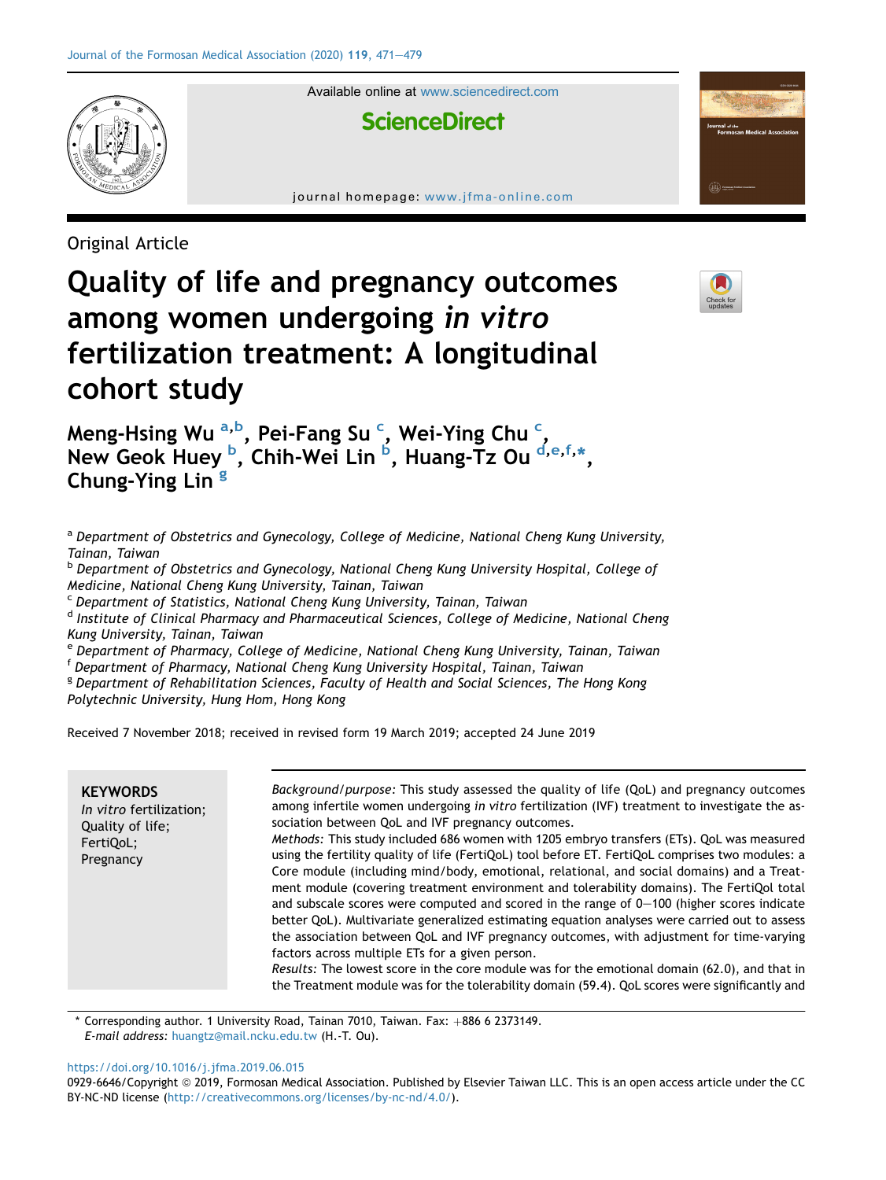Original Article

# Quality of life and pregnancy outcomes among women undergoing *in vitro* fertilization treatment: A longitudinal cohort study

Meng-Hsing Wu [a,b], Pei-Fang Su [c], Wei-Ying Chu [c], New Geok Huey [b], Chih-Wei Lin [b], Huang-Tz Ou [d,e,f,*], Chung-Ying Lin [g]

[a] *Department of Obstetrics and Gynecology, College of Medicine, National Cheng Kung University, Tainan, Taiwan*
[b] *Department of Obstetrics and Gynecology, National Cheng Kung University Hospital, College of Medicine, National Cheng Kung University, Tainan, Taiwan*
[c] *Department of Statistics, National Cheng Kung University, Tainan, Taiwan*
[d] *Institute of Clinical Pharmacy and Pharmaceutical Sciences, College of Medicine, National Cheng Kung University, Tainan, Taiwan*
[e] *Department of Pharmacy, College of Medicine, National Cheng Kung University, Tainan, Taiwan*
[f] *Department of Pharmacy, National Cheng Kung University Hospital, Tainan, Taiwan*
[g] *Department of Rehabilitation Sciences, Faculty of Health and Social Sciences, The Hong Kong Polytechnic University, Hung Hom, Hong Kong*

Received 7 November 2018; received in revised form 19 March 2019; accepted 24 June 2019

**KEYWORDS**
*In vitro* fertilization;
Quality of life;
FertiQoL;
Pregnancy

*Background/purpose:* This study assessed the quality of life (QoL) and pregnancy outcomes among infertile women undergoing *in vitro* fertilization (IVF) treatment to investigate the association between QoL and IVF pregnancy outcomes.
*Methods:* This study included 686 women with 1205 embryo transfers (ETs). QoL was measured using the fertility quality of life (FertiQoL) tool before ET. FertiQoL comprises two modules: a Core module (including mind/body, emotional, relational, and social domains) and a Treatment module (covering treatment environment and tolerability domains). The FertiQol total and subscale scores were computed and scored in the range of 0–100 (higher scores indicate better QoL). Multivariate generalized estimating equation analyses were carried out to assess the association between QoL and IVF pregnancy outcomes, with adjustment for time-varying factors across multiple ETs for a given person.
*Results:* The lowest score in the core module was for the emotional domain (62.0), and that in the Treatment module was for the tolerability domain (59.4). QoL scores were significantly and

\* Corresponding author. 1 University Road, Tainan 7010, Taiwan. Fax: +886 6 2373149.
*E-mail address:* huangtz@mail.ncku.edu.tw (H.-T. Ou).

https://doi.org/10.1016/j.jfma.2019.06.015
0929-6646/Copyright © 2019, Formosan Medical Association. Published by Elsevier Taiwan LLC. This is an open access article under the CC BY-NC-ND license (http://creativecommons.org/licenses/by-nc-nd/4.0/).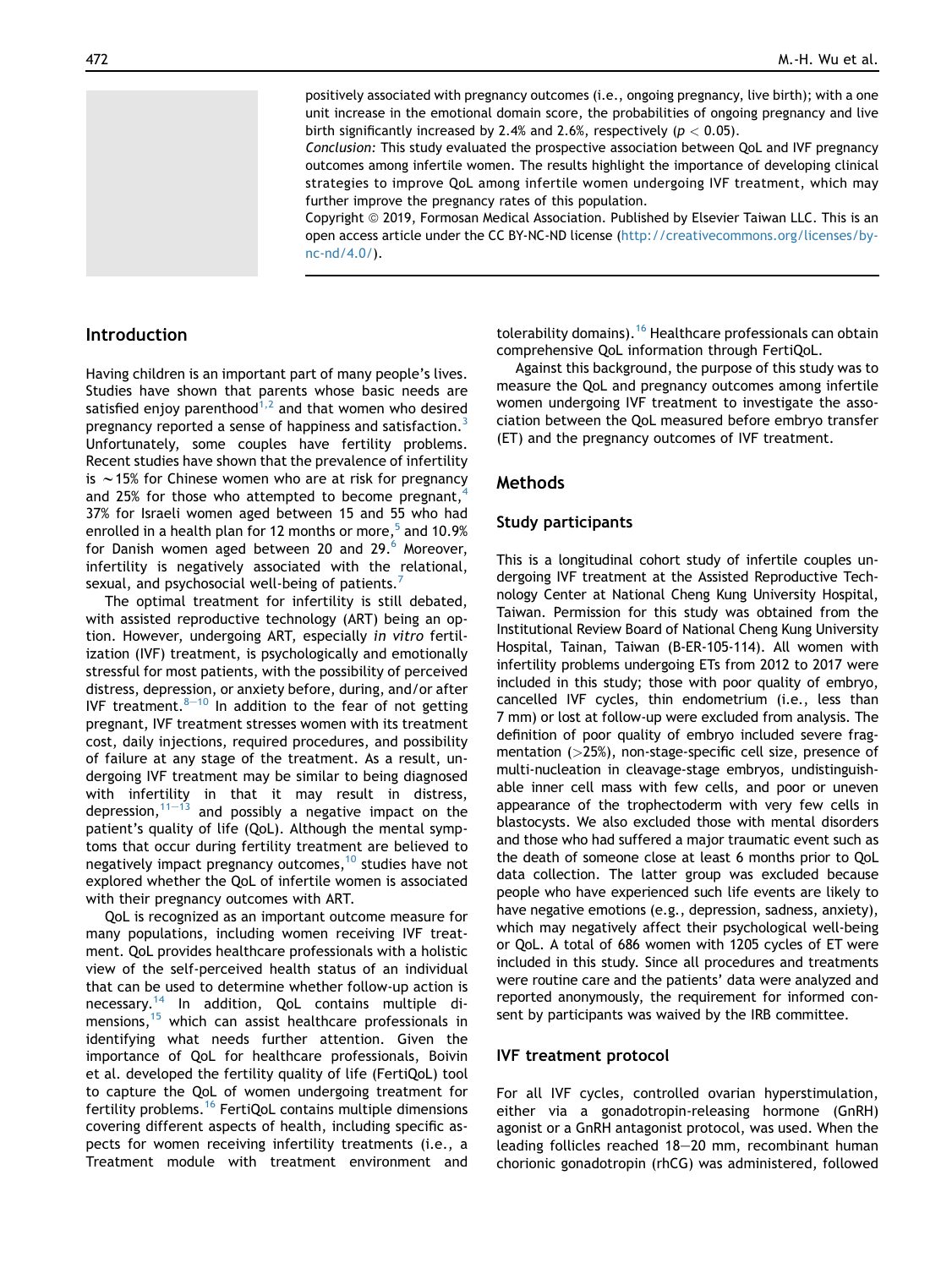positively associated with pregnancy outcomes (i.e., ongoing pregnancy, live birth); with a one unit increase in the emotional domain score, the probabilities of ongoing pregnancy and live birth significantly increased by 2.4% and 2.6%, respectively ($p < 0.05$).

*Conclusion:* This study evaluated the prospective association between QoL and IVF pregnancy outcomes among infertile women. The results highlight the importance of developing clinical strategies to improve QoL among infertile women undergoing IVF treatment, which may further improve the pregnancy rates of this population.

Copyright © 2019, Formosan Medical Association. Published by Elsevier Taiwan LLC. This is an open access article under the CC BY-NC-ND license (http://creativecommons.org/licenses/by-nc-nd/4.0/).

## Introduction

Having children is an important part of many people's lives. Studies have shown that parents whose basic needs are satisfied enjoy parenthood[1,2] and that women who desired pregnancy reported a sense of happiness and satisfaction.[3] Unfortunately, some couples have fertility problems. Recent studies have shown that the prevalence of infertility is ∼15% for Chinese women who are at risk for pregnancy and 25% for those who attempted to become pregnant,[4] 37% for Israeli women aged between 15 and 55 who had enrolled in a health plan for 12 months or more,[5] and 10.9% for Danish women aged between 20 and 29.[6] Moreover, infertility is negatively associated with the relational, sexual, and psychosocial well-being of patients.[7]

The optimal treatment for infertility is still debated, with assisted reproductive technology (ART) being an option. However, undergoing ART, especially *in vitro* fertilization (IVF) treatment, is psychologically and emotionally stressful for most patients, with the possibility of perceived distress, depression, or anxiety before, during, and/or after IVF treatment.[8–10] In addition to the fear of not getting pregnant, IVF treatment stresses women with its treatment cost, daily injections, required procedures, and possibility of failure at any stage of the treatment. As a result, undergoing IVF treatment may be similar to being diagnosed with infertility in that it may result in distress, depression,[11–13] and possibly a negative impact on the patient's quality of life (QoL). Although the mental symptoms that occur during fertility treatment are believed to negatively impact pregnancy outcomes,[10] studies have not explored whether the QoL of infertile women is associated with their pregnancy outcomes with ART.

QoL is recognized as an important outcome measure for many populations, including women receiving IVF treatment. QoL provides healthcare professionals with a holistic view of the self-perceived health status of an individual that can be used to determine whether follow-up action is necessary.[14] In addition, QoL contains multiple dimensions,[15] which can assist healthcare professionals in identifying what needs further attention. Given the importance of QoL for healthcare professionals, Boivin et al. developed the fertility quality of life (FertiQoL) tool to capture the QoL of women undergoing treatment for fertility problems.[16] FertiQoL contains multiple dimensions covering different aspects of health, including specific aspects for women receiving infertility treatments (i.e., a Treatment module with treatment environment and tolerability domains).[16] Healthcare professionals can obtain comprehensive QoL information through FertiQoL.

Against this background, the purpose of this study was to measure the QoL and pregnancy outcomes among infertile women undergoing IVF treatment to investigate the association between the QoL measured before embryo transfer (ET) and the pregnancy outcomes of IVF treatment.

## Methods

### Study participants

This is a longitudinal cohort study of infertile couples undergoing IVF treatment at the Assisted Reproductive Technology Center at National Cheng Kung University Hospital, Taiwan. Permission for this study was obtained from the Institutional Review Board of National Cheng Kung University Hospital, Tainan, Taiwan (B-ER-105-114). All women with infertility problems undergoing ETs from 2012 to 2017 were included in this study; those with poor quality of embryo, cancelled IVF cycles, thin endometrium (i.e., less than 7 mm) or lost at follow-up were excluded from analysis. The definition of poor quality of embryo included severe fragmentation (>25%), non-stage-specific cell size, presence of multi-nucleation in cleavage-stage embryos, undistinguishable inner cell mass with few cells, and poor or uneven appearance of the trophectoderm with very few cells in blastocysts. We also excluded those with mental disorders and those who had suffered a major traumatic event such as the death of someone close at least 6 months prior to QoL data collection. The latter group was excluded because people who have experienced such life events are likely to have negative emotions (e.g., depression, sadness, anxiety), which may negatively affect their psychological well-being or QoL. A total of 686 women with 1205 cycles of ET were included in this study. Since all procedures and treatments were routine care and the patients' data were analyzed and reported anonymously, the requirement for informed consent by participants was waived by the IRB committee.

### IVF treatment protocol

For all IVF cycles, controlled ovarian hyperstimulation, either via a gonadotropin-releasing hormone (GnRH) agonist or a GnRH antagonist protocol, was used. When the leading follicles reached 18–20 mm, recombinant human chorionic gonadotropin (rhCG) was administered, followed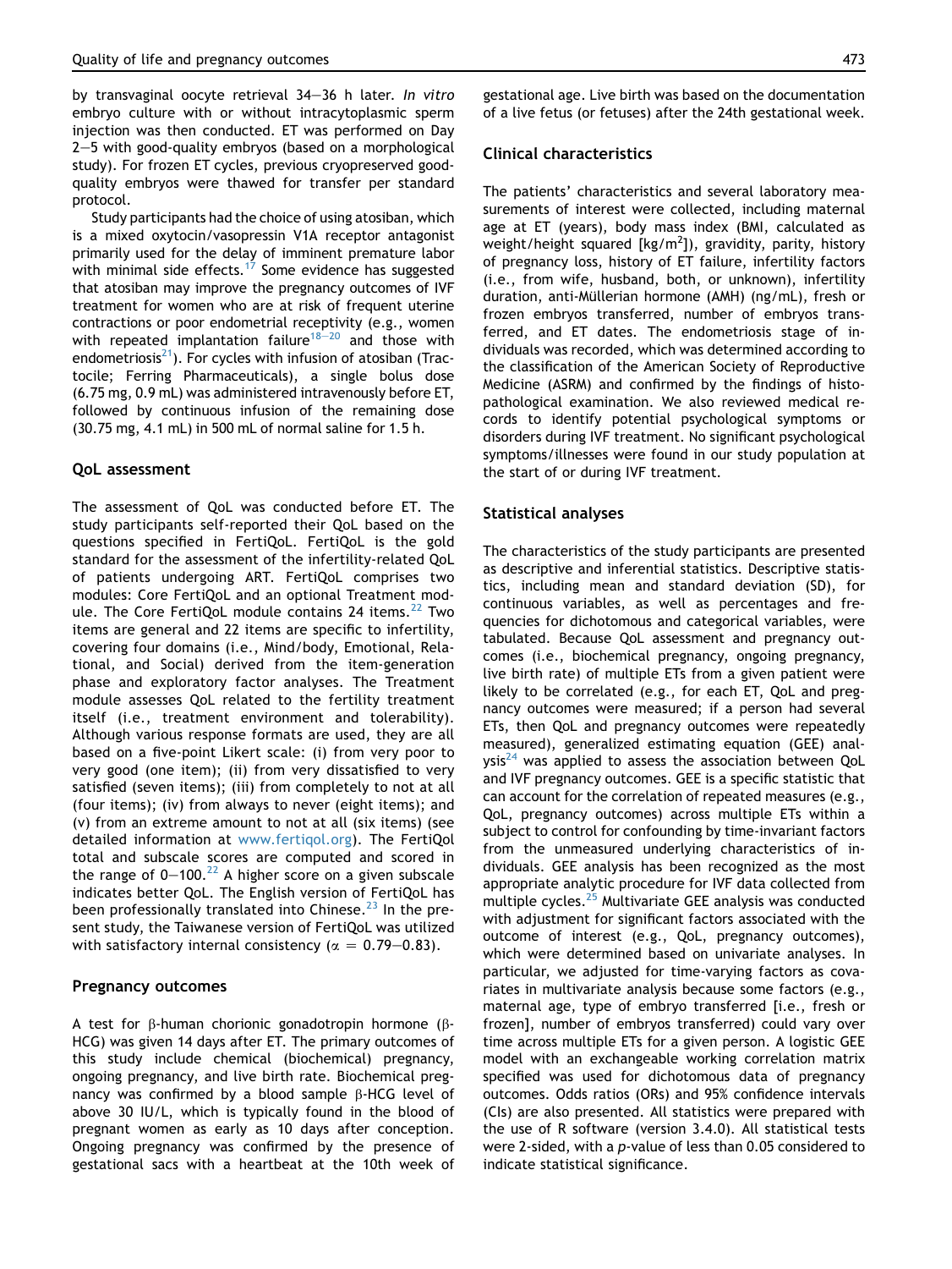by transvaginal oocyte retrieval 34–36 h later. *In vitro* embryo culture with or without intracytoplasmic sperm injection was then conducted. ET was performed on Day 2–5 with good-quality embryos (based on a morphological study). For frozen ET cycles, previous cryopreserved good-quality embryos were thawed for transfer per standard protocol.

Study participants had the choice of using atosiban, which is a mixed oxytocin/vasopressin V1A receptor antagonist primarily used for the delay of imminent premature labor with minimal side effects.[17] Some evidence has suggested that atosiban may improve the pregnancy outcomes of IVF treatment for women who are at risk of frequent uterine contractions or poor endometrial receptivity (e.g., women with repeated implantation failure[18–20] and those with endometriosis[21]). For cycles with infusion of atosiban (Tractocile; Ferring Pharmaceuticals), a single bolus dose (6.75 mg, 0.9 mL) was administered intravenously before ET, followed by continuous infusion of the remaining dose (30.75 mg, 4.1 mL) in 500 mL of normal saline for 1.5 h.

### QoL assessment

The assessment of QoL was conducted before ET. The study participants self-reported their QoL based on the questions specified in FertiQoL. FertiQoL is the gold standard for the assessment of the infertility-related QoL of patients undergoing ART. FertiQoL comprises two modules: Core FertiQoL and an optional Treatment module. The Core FertiQoL module contains 24 items.[22] Two items are general and 22 items are specific to infertility, covering four domains (i.e., Mind/body, Emotional, Relational, and Social) derived from the item-generation phase and exploratory factor analyses. The Treatment module assesses QoL related to the fertility treatment itself (i.e., treatment environment and tolerability). Although various response formats are used, they are all based on a five-point Likert scale: (i) from very poor to very good (one item); (ii) from very dissatisfied to very satisfied (seven items); (iii) from completely to not at all (four items); (iv) from always to never (eight items); and (v) from an extreme amount to not at all (six items) (see detailed information at www.fertiqol.org). The FertiQol total and subscale scores are computed and scored in the range of 0–100.[22] A higher score on a given subscale indicates better QoL. The English version of FertiQoL has been professionally translated into Chinese.[23] In the present study, the Taiwanese version of FertiQoL was utilized with satisfactory internal consistency ($\alpha = 0.79–0.83$).

### Pregnancy outcomes

A test for β-human chorionic gonadotropin hormone (β-HCG) was given 14 days after ET. The primary outcomes of this study include chemical (biochemical) pregnancy, ongoing pregnancy, and live birth rate. Biochemical pregnancy was confirmed by a blood sample β-HCG level of above 30 IU/L, which is typically found in the blood of pregnant women as early as 10 days after conception. Ongoing pregnancy was confirmed by the presence of gestational sacs with a heartbeat at the 10th week of gestational age. Live birth was based on the documentation of a live fetus (or fetuses) after the 24th gestational week.

### Clinical characteristics

The patients' characteristics and several laboratory measurements of interest were collected, including maternal age at ET (years), body mass index (BMI, calculated as weight/height squared [kg/m$^2$]), gravidity, parity, history of pregnancy loss, history of ET failure, infertility factors (i.e., from wife, husband, both, or unknown), infertility duration, anti-Müllerian hormone (AMH) (ng/mL), fresh or frozen embryos transferred, number of embryos transferred, and ET dates. The endometriosis stage of individuals was recorded, which was determined according to the classification of the American Society of Reproductive Medicine (ASRM) and confirmed by the findings of histopathological examination. We also reviewed medical records to identify potential psychological symptoms or disorders during IVF treatment. No significant psychological symptoms/illnesses were found in our study population at the start of or during IVF treatment.

### Statistical analyses

The characteristics of the study participants are presented as descriptive and inferential statistics. Descriptive statistics, including mean and standard deviation (SD), for continuous variables, as well as percentages and frequencies for dichotomous and categorical variables, were tabulated. Because QoL assessment and pregnancy outcomes (i.e., biochemical pregnancy, ongoing pregnancy, live birth rate) of multiple ETs from a given patient were likely to be correlated (e.g., for each ET, QoL and pregnancy outcomes were measured; if a person had several ETs, then QoL and pregnancy outcomes were repeatedly measured), generalized estimating equation (GEE) analysis[24] was applied to assess the association between QoL and IVF pregnancy outcomes. GEE is a specific statistic that can account for the correlation of repeated measures (e.g., QoL, pregnancy outcomes) across multiple ETs within a subject to control for confounding by time-invariant factors from the unmeasured underlying characteristics of individuals. GEE analysis has been recognized as the most appropriate analytic procedure for IVF data collected from multiple cycles.[25] Multivariate GEE analysis was conducted with adjustment for significant factors associated with the outcome of interest (e.g., QoL, pregnancy outcomes), which were determined based on univariate analyses. In particular, we adjusted for time-varying factors as covariates in multivariate analysis because some factors (e.g., maternal age, type of embryo transferred [i.e., fresh or frozen], number of embryos transferred) could vary over time across multiple ETs for a given person. A logistic GEE model with an exchangeable working correlation matrix specified was used for dichotomous data of pregnancy outcomes. Odds ratios (ORs) and 95% confidence intervals (CIs) are also presented. All statistics were prepared with the use of R software (version 3.4.0). All statistical tests were 2-sided, with a $p$-value of less than 0.05 considered to indicate statistical significance.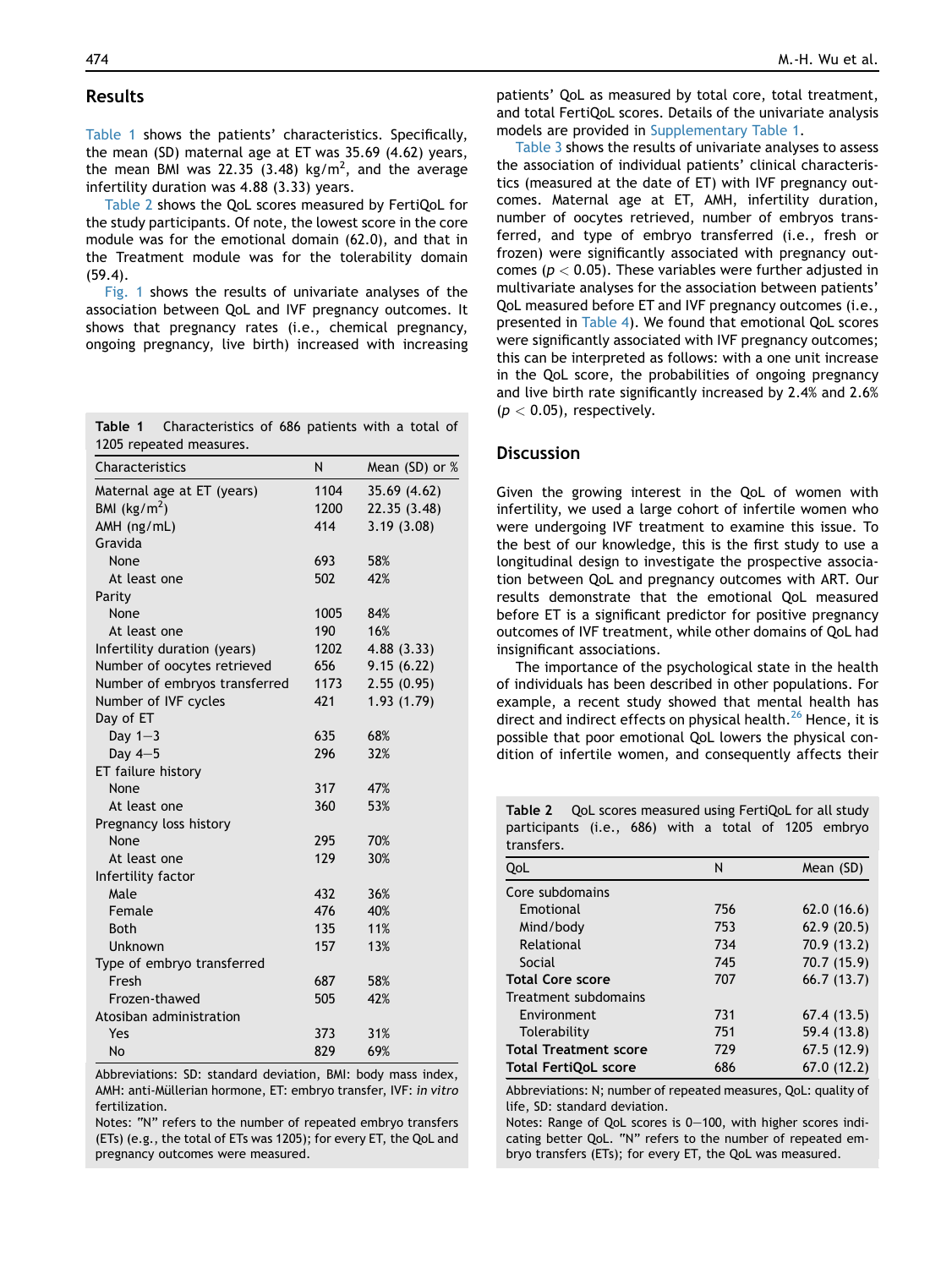## Results

Table 1 shows the patients' characteristics. Specifically, the mean (SD) maternal age at ET was 35.69 (4.62) years, the mean BMI was 22.35 (3.48) $kg/m^2$, and the average infertility duration was 4.88 (3.33) years.

Table 2 shows the QoL scores measured by FertiQoL for the study participants. Of note, the lowest score in the core module was for the emotional domain (62.0), and that in the Treatment module was for the tolerability domain (59.4).

Fig. 1 shows the results of univariate analyses of the association between QoL and IVF pregnancy outcomes. It shows that pregnancy rates (i.e., chemical pregnancy, ongoing pregnancy, live birth) increased with increasing patients' QoL as measured by total core, total treatment, and total FertiQoL scores. Details of the univariate analysis models are provided in Supplementary Table 1.

Table 3 shows the results of univariate analyses to assess the association of individual patients' clinical characteristics (measured at the date of ET) with IVF pregnancy outcomes. Maternal age at ET, AMH, infertility duration, number of oocytes retrieved, number of embryos transferred, and type of embryo transferred (i.e., fresh or frozen) were significantly associated with pregnancy outcomes ($p < 0.05$). These variables were further adjusted in multivariate analyses for the association between patients' QoL measured before ET and IVF pregnancy outcomes (i.e., presented in Table 4). We found that emotional QoL scores were significantly associated with IVF pregnancy outcomes; this can be interpreted as follows: with a one unit increase in the QoL score, the probabilities of ongoing pregnancy and live birth rate significantly increased by 2.4% and 2.6% ($p < 0.05$), respectively.

**Table 1** Characteristics of 686 patients with a total of 1205 repeated measures.

| Characteristics | N | Mean (SD) or % |
|---|---|---|
| Maternal age at ET (years) | 1104 | 35.69 (4.62) |
| BMI ($kg/m^2$) | 1200 | 22.35 (3.48) |
| AMH (ng/mL) | 414 | 3.19 (3.08) |
| Gravida | | |
| None | 693 | 58% |
| At least one | 502 | 42% |
| Parity | | |
| None | 1005 | 84% |
| At least one | 190 | 16% |
| Infertility duration (years) | 1202 | 4.88 (3.33) |
| Number of oocytes retrieved | 656 | 9.15 (6.22) |
| Number of embryos transferred | 1173 | 2.55 (0.95) |
| Number of IVF cycles | 421 | 1.93 (1.79) |
| Day of ET | | |
| Day 1–3 | 635 | 68% |
| Day 4–5 | 296 | 32% |
| ET failure history | | |
| None | 317 | 47% |
| At least one | 360 | 53% |
| Pregnancy loss history | | |
| None | 295 | 70% |
| At least one | 129 | 30% |
| Infertility factor | | |
| Male | 432 | 36% |
| Female | 476 | 40% |
| Both | 135 | 11% |
| Unknown | 157 | 13% |
| Type of embryo transferred | | |
| Fresh | 687 | 58% |
| Frozen-thawed | 505 | 42% |
| Atosiban administration | | |
| Yes | 373 | 31% |
| No | 829 | 69% |

Abbreviations: SD: standard deviation, BMI: body mass index, AMH: anti-Müllerian hormone, ET: embryo transfer, IVF: *in vitro* fertilization.

Notes: "N" refers to the number of repeated embryo transfers (ETs) (e.g., the total of ETs was 1205); for every ET, the QoL and pregnancy outcomes were measured.

## Discussion

Given the growing interest in the QoL of women with infertility, we used a large cohort of infertile women who were undergoing IVF treatment to examine this issue. To the best of our knowledge, this is the first study to use a longitudinal design to investigate the prospective association between QoL and pregnancy outcomes with ART. Our results demonstrate that the emotional QoL measured before ET is a significant predictor for positive pregnancy outcomes of IVF treatment, while other domains of QoL had insignificant associations.

The importance of the psychological state in the health of individuals has been described in other populations. For example, a recent study showed that mental health has direct and indirect effects on physical health.[26] Hence, it is possible that poor emotional QoL lowers the physical condition of infertile women, and consequently affects their

**Table 2** QoL scores measured using FertiQoL for all study participants (i.e., 686) with a total of 1205 embryo transfers.

| QoL | N | Mean (SD) |
|---|---|---|
| Core subdomains | | |
| Emotional | 756 | 62.0 (16.6) |
| Mind/body | 753 | 62.9 (20.5) |
| Relational | 734 | 70.9 (13.2) |
| Social | 745 | 70.7 (15.9) |
| **Total Core score** | 707 | 66.7 (13.7) |
| Treatment subdomains | | |
| Environment | 731 | 67.4 (13.5) |
| Tolerability | 751 | 59.4 (13.8) |
| **Total Treatment score** | 729 | 67.5 (12.9) |
| **Total FertiQoL score** | 686 | 67.0 (12.2) |

Abbreviations: N; number of repeated measures, QoL: quality of life, SD: standard deviation.

Notes: Range of QoL scores is 0–100, with higher scores indicating better QoL. "N" refers to the number of repeated embryo transfers (ETs); for every ET, the QoL was measured.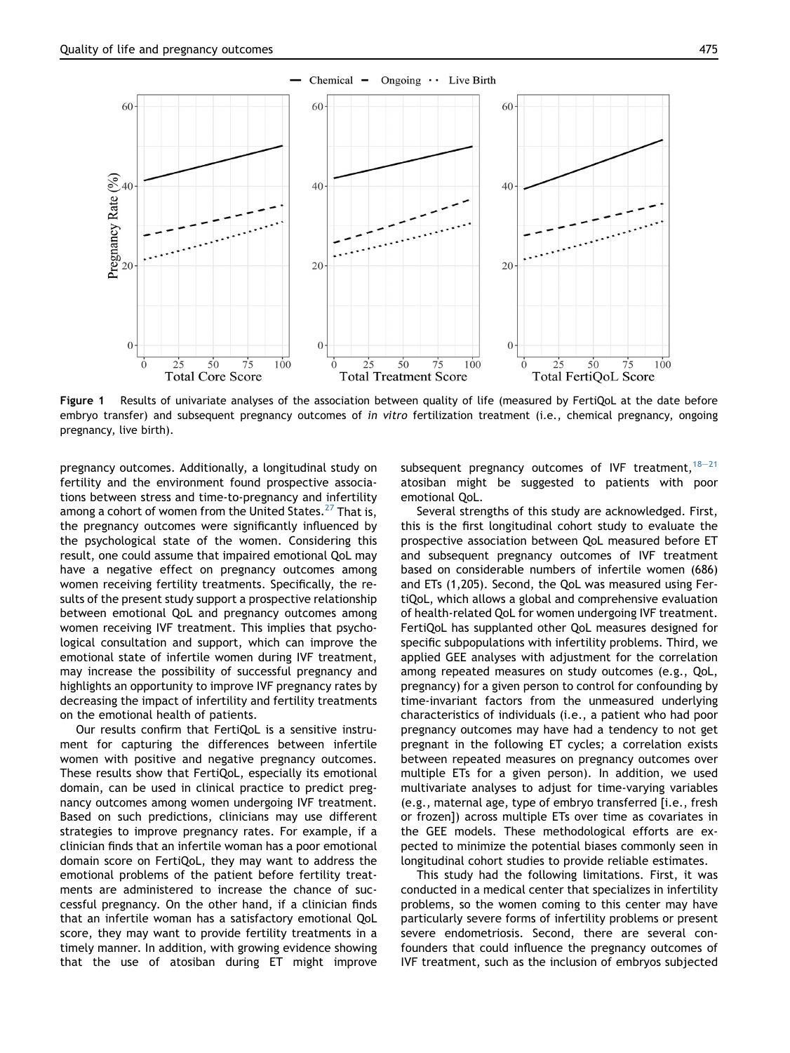Figure 1 Results of univariate analyses of the association between quality of life (measured by FertiQoL at the date before embryo transfer) and subsequent pregnancy outcomes of *in vitro* fertilization treatment (i.e., chemical pregnancy, ongoing pregnancy, live birth).

pregnancy outcomes. Additionally, a longitudinal study on fertility and the environment found prospective associations between stress and time-to-pregnancy and infertility among a cohort of women from the United States.[27] That is, the pregnancy outcomes were significantly influenced by the psychological state of the women. Considering this result, one could assume that impaired emotional QoL may have a negative effect on pregnancy outcomes among women receiving fertility treatments. Specifically, the results of the present study support a prospective relationship between emotional QoL and pregnancy outcomes among women receiving IVF treatment. This implies that psychological consultation and support, which can improve the emotional state of infertile women during IVF treatment, may increase the possibility of successful pregnancy and highlights an opportunity to improve IVF pregnancy rates by decreasing the impact of infertility and fertility treatments on the emotional health of patients.

Our results confirm that FertiQoL is a sensitive instrument for capturing the differences between infertile women with positive and negative pregnancy outcomes. These results show that FertiQoL, especially its emotional domain, can be used in clinical practice to predict pregnancy outcomes among women undergoing IVF treatment. Based on such predictions, clinicians may use different strategies to improve pregnancy rates. For example, if a clinician finds that an infertile woman has a poor emotional domain score on FertiQoL, they may want to address the emotional problems of the patient before fertility treatments are administered to increase the chance of successful pregnancy. On the other hand, if a clinician finds that an infertile woman has a satisfactory emotional QoL score, they may want to provide fertility treatments in a timely manner. In addition, with growing evidence showing that the use of atosiban during ET might improve subsequent pregnancy outcomes of IVF treatment,[18–21] atosiban might be suggested to patients with poor emotional QoL.

Several strengths of this study are acknowledged. First, this is the first longitudinal cohort study to evaluate the prospective association between QoL measured before ET and subsequent pregnancy outcomes of IVF treatment based on considerable numbers of infertile women (686) and ETs (1,205). Second, the QoL was measured using FertiQoL, which allows a global and comprehensive evaluation of health-related QoL for women undergoing IVF treatment. FertiQoL has supplanted other QoL measures designed for specific subpopulations with infertility problems. Third, we applied GEE analyses with adjustment for the correlation among repeated measures on study outcomes (e.g., QoL, pregnancy) for a given person to control for confounding by time-invariant factors from the unmeasured underlying characteristics of individuals (i.e., a patient who had poor pregnancy outcomes may have had a tendency to not get pregnant in the following ET cycles; a correlation exists between repeated measures on pregnancy outcomes over multiple ETs for a given person). In addition, we used multivariate analyses to adjust for time-varying variables (e.g., maternal age, type of embryo transferred [i.e., fresh or frozen]) across multiple ETs over time as covariates in the GEE models. These methodological efforts are expected to minimize the potential biases commonly seen in longitudinal cohort studies to provide reliable estimates.

This study had the following limitations. First, it was conducted in a medical center that specializes in infertility problems, so the women coming to this center may have particularly severe forms of infertility problems or present severe endometriosis. Second, there are several confounders that could influence the pregnancy outcomes of IVF treatment, such as the inclusion of embryos subjected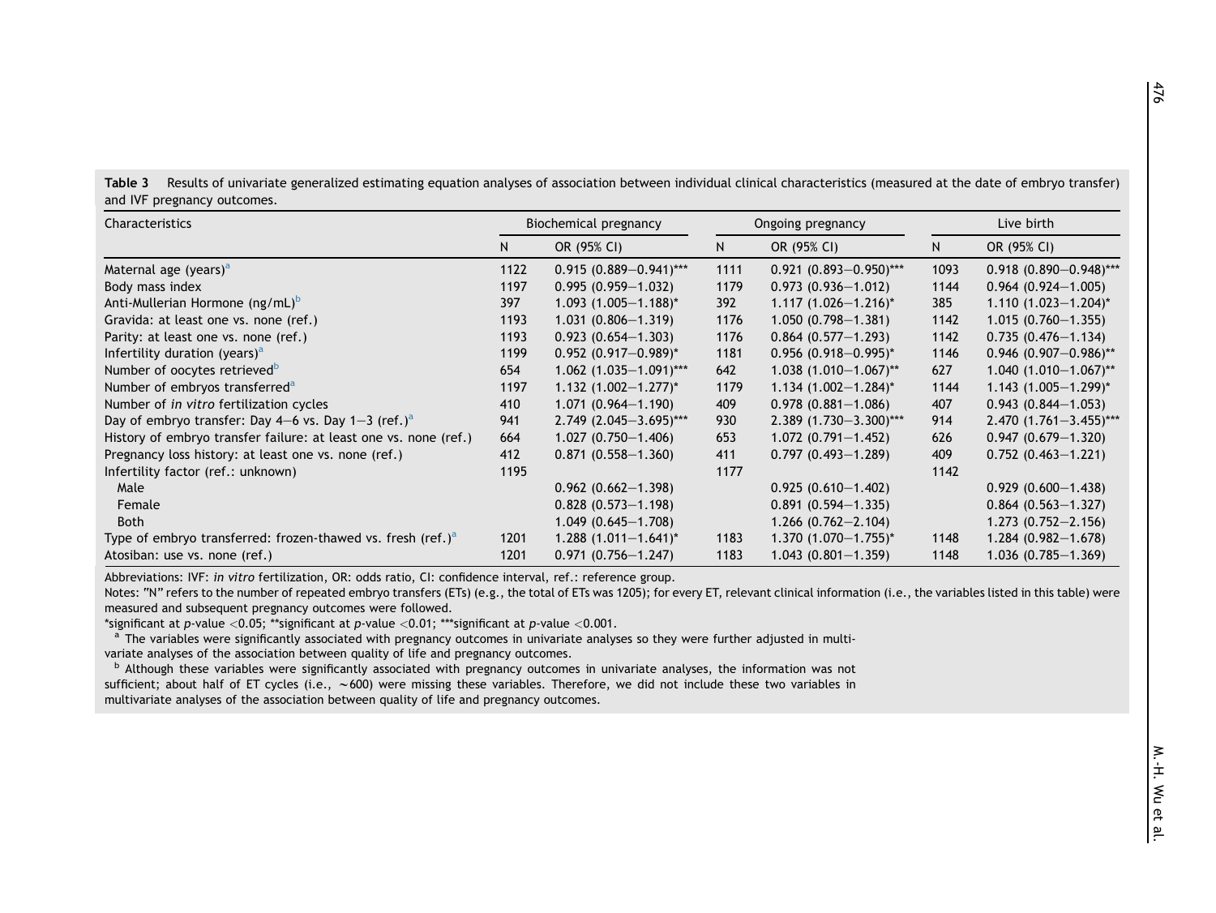**Table 3** Results of univariate generalized estimating equation analyses of association between individual clinical characteristics (measured at the date of embryo transfer) and IVF pregnancy outcomes.

| Characteristics | Biochemical pregnancy | | Ongoing pregnancy | | Live birth | |
|---|---|---|---|---|---|---|
| | N | OR (95% CI) | N | OR (95% CI) | N | OR (95% CI) |
| Maternal age (years)[a] | 1122 | 0.915 (0.889–0.941)*** | 1111 | 0.921 (0.893–0.950)*** | 1093 | 0.918 (0.890–0.948)*** |
| Body mass index | 1197 | 0.995 (0.959–1.032) | 1179 | 0.973 (0.936–1.012) | 1144 | 0.964 (0.924–1.005) |
| Anti-Mullerian Hormone (ng/mL)[b] | 397 | 1.093 (1.005–1.188)* | 392 | 1.117 (1.026–1.216)* | 385 | 1.110 (1.023–1.204)* |
| Gravida: at least one vs. none (ref.) | 1193 | 1.031 (0.806–1.319) | 1176 | 1.050 (0.798–1.381) | 1142 | 1.015 (0.760–1.355) |
| Parity: at least one vs. none (ref.) | 1193 | 0.923 (0.654–1.303) | 1176 | 0.864 (0.577–1.293) | 1142 | 0.735 (0.476–1.134) |
| Infertility duration (years)[a] | 1199 | 0.952 (0.917–0.989)* | 1181 | 0.956 (0.918–0.995)* | 1146 | 0.946 (0.907–0.986)** |
| Number of oocytes retrieved[b] | 654 | 1.062 (1.035–1.091)*** | 642 | 1.038 (1.010–1.067)** | 627 | 1.040 (1.010–1.067)** |
| Number of embryos transferred[a] | 1197 | 1.132 (1.002–1.277)* | 1179 | 1.134 (1.002–1.284)* | 1144 | 1.143 (1.005–1.299)* |
| Number of *in vitro* fertilization cycles | 410 | 1.071 (0.964–1.190) | 409 | 0.978 (0.881–1.086) | 407 | 0.943 (0.844–1.053) |
| Day of embryo transfer: Day 4–6 vs. Day 1–3 (ref.)[a] | 941 | 2.749 (2.045–3.695)*** | 930 | 2.389 (1.730–3.300)*** | 914 | 2.470 (1.761–3.455)*** |
| History of embryo transfer failure: at least one vs. none (ref.) | 664 | 1.027 (0.750–1.406) | 653 | 1.072 (0.791–1.452) | 626 | 0.947 (0.679–1.320) |
| Pregnancy loss history: at least one vs. none (ref.) | 412 | 0.871 (0.558–1.360) | 411 | 0.797 (0.493–1.289) | 409 | 0.752 (0.463–1.221) |
| Infertility factor (ref.: unknown) | 1195 | | 1177 | | 1142 | |
| Male | | 0.962 (0.662–1.398) | | 0.925 (0.610–1.402) | | 0.929 (0.600–1.438) |
| Female | | 0.828 (0.573–1.198) | | 0.891 (0.594–1.335) | | 0.864 (0.563–1.327) |
| Both | | 1.049 (0.645–1.708) | | 1.266 (0.762–2.104) | | 1.273 (0.752–2.156) |
| Type of embryo transferred: frozen-thawed vs. fresh (ref.)[a] | 1201 | 1.288 (1.011–1.641)* | 1183 | 1.370 (1.070–1.755)* | 1148 | 1.284 (0.982–1.678) |
| Atosiban: use vs. none (ref.) | 1201 | 0.971 (0.756–1.247) | 1183 | 1.043 (0.801–1.359) | 1148 | 1.036 (0.785–1.369) |

Abbreviations: IVF: *in vitro* fertilization, OR: odds ratio, CI: confidence interval, ref.: reference group.

Notes: "N" refers to the number of repeated embryo transfers (ETs) (e.g., the total of ETs was 1205); for every ET, relevant clinical information (i.e., the variables listed in this table) were measured and subsequent pregnancy outcomes were followed.

*significant at *p*-value <0.05; **significant at *p*-value <0.01; ***significant at *p*-value <0.001.

[a] The variables were significantly associated with pregnancy outcomes in univariate analyses so they were further adjusted in multivariate analyses of the association between quality of life and pregnancy outcomes.

[b] Although these variables were significantly associated with pregnancy outcomes in univariate analyses, the information was not sufficient; about half of ET cycles (i.e., ~600) were missing these variables. Therefore, we did not include these two variables in multivariate analyses of the association between quality of life and pregnancy outcomes.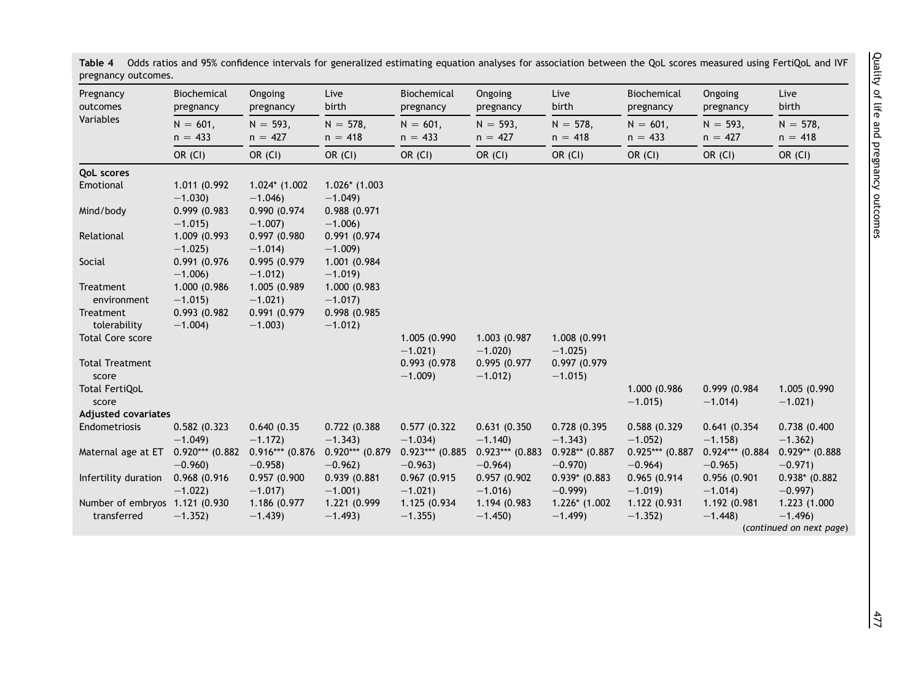**Table 4** Odds ratios and 95% confidence intervals for generalized estimating equation analyses for association between the QoL scores measured using FertiQoL and IVF pregnancy outcomes.

| Pregnancy outcomes | Biochemical pregnancy | Ongoing pregnancy | Live birth | Biochemical pregnancy | Ongoing pregnancy | Live birth | Biochemical pregnancy | Ongoing pregnancy | Live birth |
|---|---|---|---|---|---|---|---|---|---|
| Variables | N = 601, n = 433 | N = 593, n = 427 | N = 578, n = 418 | N = 601, n = 433 | N = 593, n = 427 | N = 578, n = 418 | N = 601, n = 433 | N = 593, n = 427 | N = 578, n = 418 |
| | OR (CI) | OR (CI) | OR (CI) | OR (CI) | OR (CI) | OR (CI) | OR (CI) | OR (CI) | OR (CI) |
| **QoL scores** | | | | | | | | | |
| Emotional | 1.011 (0.992 −1.030) | 1.024* (1.002 −1.046) | 1.026* (1.003 −1.049) | | | | | | |
| Mind/body | 0.999 (0.983 −1.015) | 0.990 (0.974 −1.007) | 0.988 (0.971 −1.006) | | | | | | |
| Relational | 1.009 (0.993 −1.025) | 0.997 (0.980 −1.014) | 0.991 (0.974 −1.009) | | | | | | |
| Social | 0.991 (0.976 −1.006) | 0.995 (0.979 −1.012) | 1.001 (0.984 −1.019) | | | | | | |
| Treatment environment | 1.000 (0.986 −1.015) | 1.005 (0.989 −1.021) | 1.000 (0.983 −1.017) | | | | | | |
| Treatment tolerability | 0.993 (0.982 −1.004) | 0.991 (0.979 −1.003) | 0.998 (0.985 −1.012) | | | | | | |
| Total Core score | | | | 1.005 (0.990 −1.021) | 1.003 (0.987 −1.020) | 1.008 (0.991 −1.025) | | | |
| Total Treatment score | | | | 0.993 (0.978 −1.009) | 0.995 (0.977 −1.012) | 0.997 (0.979 −1.015) | | | |
| Total FertiQoL score | | | | | | | 1.000 (0.986 −1.015) | 0.999 (0.984 −1.014) | 1.005 (0.990 −1.021) |
| **Adjusted covariates** | | | | | | | | | |
| Endometriosis | 0.582 (0.323 −1.049) | 0.640 (0.35 −1.172) | 0.722 (0.388 −1.343) | 0.577 (0.322 −1.034) | 0.631 (0.350 −1.140) | 0.728 (0.395 −1.343) | 0.588 (0.329 −1.052) | 0.641 (0.354 −1.158) | 0.738 (0.400 −1.362) |
| Maternal age at ET | 0.920*** (0.882 −0.960) | 0.916*** (0.876 −0.958) | 0.920*** (0.879 −0.962) | 0.923*** (0.885 −0.963) | 0.923*** (0.883 −0.964) | 0.928** (0.887 −0.970) | 0.925*** (0.887 −0.964) | 0.924*** (0.884 −0.965) | 0.929** (0.888 −0.971) |
| Infertility duration | 0.968 (0.916 −1.022) | 0.957 (0.900 −1.017) | 0.939 (0.881 −1.001) | 0.967 (0.915 −1.021) | 0.957 (0.902 −1.016) | 0.939* (0.883 −0.999) | 0.965 (0.914 −1.019) | 0.956 (0.901 −1.014) | 0.938* (0.882 −0.997) |
| Number of embryos transferred | 1.121 (0.930 −1.352) | 1.186 (0.977 −1.439) | 1.221 (0.999 −1.493) | 1.125 (0.934 −1.355) | 1.194 (0.983 −1.450) | 1.226* (1.002 −1.499) | 1.122 (0.931 −1.352) | 1.192 (0.981 −1.448) | 1.223 (1.000 −1.496) |

(*continued on next page*)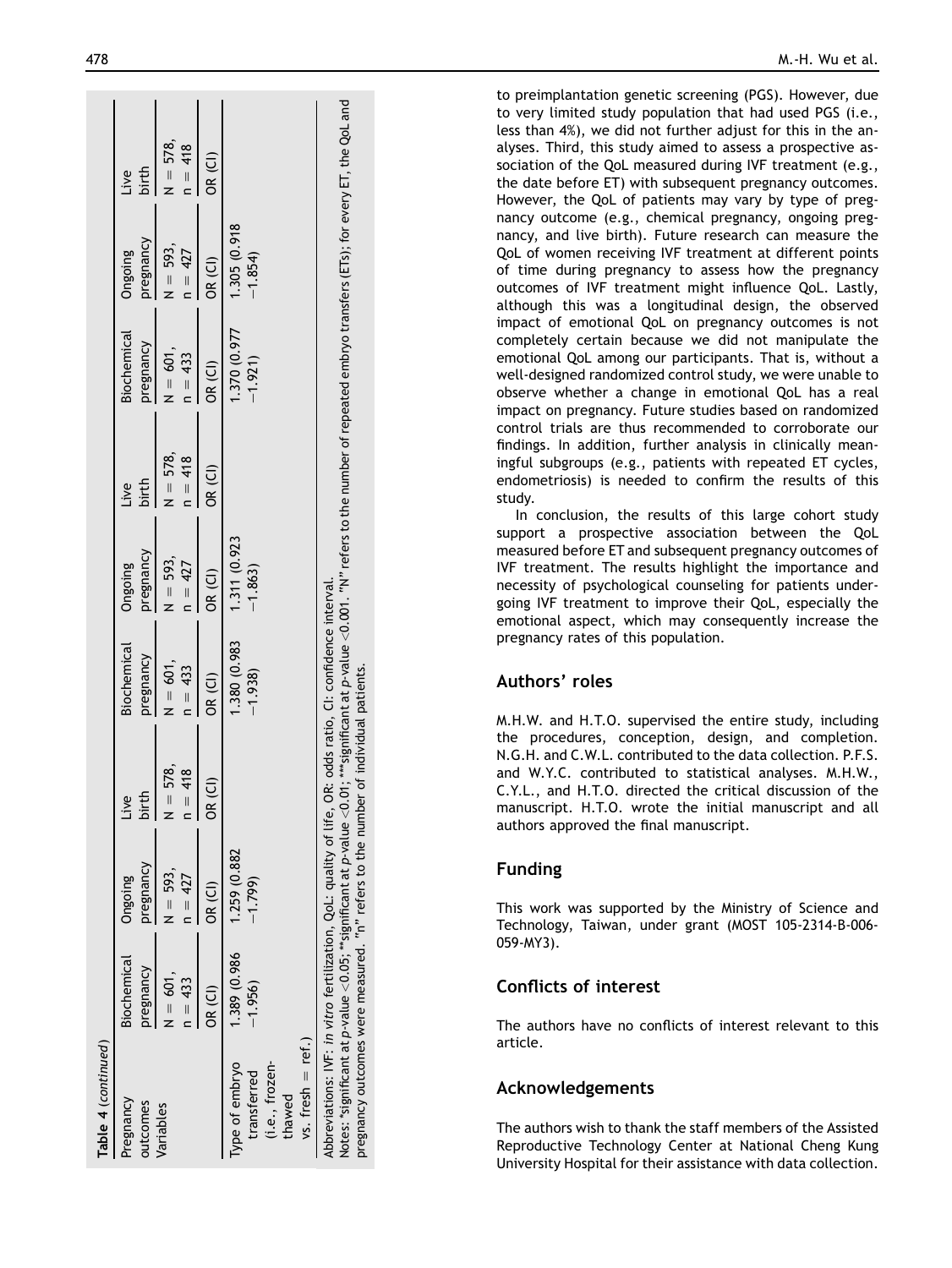**Table 4** (*continued*)

| Pregnancy outcomes | Biochemical pregnancy | Ongoing pregnancy | Live birth | Biochemical pregnancy | Ongoing pregnancy | Live birth | Biochemical pregnancy | Ongoing pregnancy | Live birth |
|---|---|---|---|---|---|---|---|---|---|
| Variables | N = 601, n = 433 | N = 593, n = 427 | N = 578, n = 418 | N = 601, n = 433 | N = 593, n = 427 | N = 578, n = 418 | N = 601, n = 433 | N = 593, n = 427 | N = 578, n = 418 |
| | OR (CI) | OR (CI) | OR (CI) | OR (CI) | OR (CI) | OR (CI) | OR (CI) | OR (CI) | OR (CI) |
| Type of embryo transferred (i.e., frozen-thawed vs. fresh = ref.) | 1.389 (0.986 −1.956) | 1.259 (0.882 −1.799) | | 1.380 (0.983 −1.938) | 1.311 (0.923 −1.863) | | 1.370 (0.977 −1.921) | 1.305 (0.918 −1.854) | |

Abbreviations: IVF: *in vitro* fertilization, QoL: quality of life, OR: odds ratio, CI: confidence interval.
Notes: *significant at *p*-value <0.05; **significant at *p*-value <0.01; ***significant at *p*-value <0.001. "N" refers to the number of repeated embryo transfers (ETs); for every ET, the QoL and pregnancy outcomes were measured. "n" refers to the number of individual patients.

to preimplantation genetic screening (PGS). However, due to very limited study population that had used PGS (i.e., less than 4%), we did not further adjust for this in the analyses. Third, this study aimed to assess a prospective association of the QoL measured during IVF treatment (e.g., the date before ET) with subsequent pregnancy outcomes. However, the QoL of patients may vary by type of pregnancy outcome (e.g., chemical pregnancy, ongoing pregnancy, and live birth). Future research can measure the QoL of women receiving IVF treatment at different points of time during pregnancy to assess how the pregnancy outcomes of IVF treatment might influence QoL. Lastly, although this was a longitudinal design, the observed impact of emotional QoL on pregnancy outcomes is not completely certain because we did not manipulate the emotional QoL among our participants. That is, without a well-designed randomized control study, we were unable to observe whether a change in emotional QoL has a real impact on pregnancy. Future studies based on randomized control trials are thus recommended to corroborate our findings. In addition, further analysis in clinically meaningful subgroups (e.g., patients with repeated ET cycles, endometriosis) is needed to confirm the results of this study.

In conclusion, the results of this large cohort study support a prospective association between the QoL measured before ET and subsequent pregnancy outcomes of IVF treatment. The results highlight the importance and necessity of psychological counseling for patients undergoing IVF treatment to improve their QoL, especially the emotional aspect, which may consequently increase the pregnancy rates of this population.

## Authors' roles

M.H.W. and H.T.O. supervised the entire study, including the procedures, conception, design, and completion. N.G.H. and C.W.L. contributed to the data collection. P.F.S. and W.Y.C. contributed to statistical analyses. M.H.W., C.Y.L., and H.T.O. directed the critical discussion of the manuscript. H.T.O. wrote the initial manuscript and all authors approved the final manuscript.

## Funding

This work was supported by the Ministry of Science and Technology, Taiwan, under grant (MOST 105-2314-B-006-059-MY3).

## Conflicts of interest

The authors have no conflicts of interest relevant to this article.

## Acknowledgements

The authors wish to thank the staff members of the Assisted Reproductive Technology Center at National Cheng Kung University Hospital for their assistance with data collection.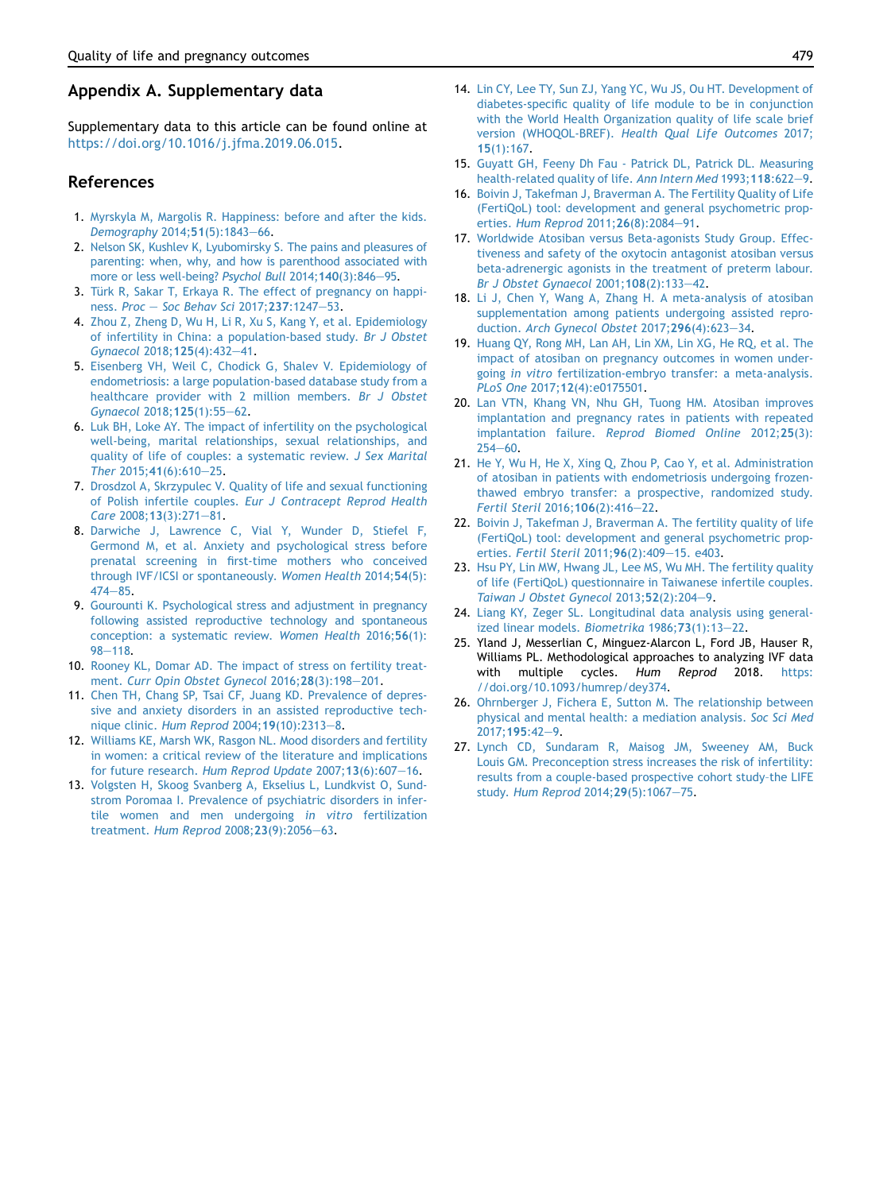## Appendix A. Supplementary data

Supplementary data to this article can be found online at https://doi.org/10.1016/j.jfma.2019.06.015.

## References

1. Myrskyla M, Margolis R. Happiness: before and after the kids. *Demography* 2014;**51**(5):1843–66.
2. Nelson SK, Kushlev K, Lyubomirsky S. The pains and pleasures of parenting: when, why, and how is parenthood associated with more or less well-being? *Psychol Bull* 2014;**140**(3):846–95.
3. Türk R, Sakar T, Erkaya R. The effect of pregnancy on happiness. *Proc — Soc Behav Sci* 2017;**237**:1247–53.
4. Zhou Z, Zheng D, Wu H, Li R, Xu S, Kang Y, et al. Epidemiology of infertility in China: a population-based study. *Br J Obstet Gynaecol* 2018;**125**(4):432–41.
5. Eisenberg VH, Weil C, Chodick G, Shalev V. Epidemiology of endometriosis: a large population-based database study from a healthcare provider with 2 million members. *Br J Obstet Gynaecol* 2018;**125**(1):55–62.
6. Luk BH, Loke AY. The impact of infertility on the psychological well-being, marital relationships, sexual relationships, and quality of life of couples: a systematic review. *J Sex Marital Ther* 2015;**41**(6):610–25.
7. Drosdzol A, Skrzypulec V. Quality of life and sexual functioning of Polish infertile couples. *Eur J Contracept Reprod Health Care* 2008;**13**(3):271–81.
8. Darwiche J, Lawrence C, Vial Y, Wunder D, Stiefel F, Germond M, et al. Anxiety and psychological stress before prenatal screening in first-time mothers who conceived through IVF/ICSI or spontaneously. *Women Health* 2014;**54**(5):474–85.
9. Gourounti K. Psychological stress and adjustment in pregnancy following assisted reproductive technology and spontaneous conception: a systematic review. *Women Health* 2016;**56**(1):98–118.
10. Rooney KL, Domar AD. The impact of stress on fertility treatment. *Curr Opin Obstet Gynecol* 2016;**28**(3):198–201.
11. Chen TH, Chang SP, Tsai CF, Juang KD. Prevalence of depressive and anxiety disorders in an assisted reproductive technique clinic. *Hum Reprod* 2004;**19**(10):2313–8.
12. Williams KE, Marsh WK, Rasgon NL. Mood disorders and fertility in women: a critical review of the literature and implications for future research. *Hum Reprod Update* 2007;**13**(6):607–16.
13. Volgsten H, Skoog Svanberg A, Ekselius L, Lundkvist O, Sundstrom Poromaa I. Prevalence of psychiatric disorders in infertile women and men undergoing *in vitro* fertilization treatment. *Hum Reprod* 2008;**23**(9):2056–63.
14. Lin CY, Lee TY, Sun ZJ, Yang YC, Wu JS, Ou HT. Development of diabetes-specific quality of life module to be in conjunction with the World Health Organization quality of life scale brief version (WHOQOL-BREF). *Health Qual Life Outcomes* 2017;**15**(1):167.
15. Guyatt GH, Feeny Dh Fau - Patrick DL, Patrick DL. Measuring health-related quality of life. *Ann Intern Med* 1993;**118**:622–9.
16. Boivin J, Takefman J, Braverman A. The Fertility Quality of Life (FertiQoL) tool: development and general psychometric properties. *Hum Reprod* 2011;**26**(8):2084–91.
17. Worldwide Atosiban versus Beta-agonists Study Group. Effectiveness and safety of the oxytocin antagonist atosiban versus beta-adrenergic agonists in the treatment of preterm labour. *Br J Obstet Gynaecol* 2001;**108**(2):133–42.
18. Li J, Chen Y, Wang A, Zhang H. A meta-analysis of atosiban supplementation among patients undergoing assisted reproduction. *Arch Gynecol Obstet* 2017;**296**(4):623–34.
19. Huang QY, Rong MH, Lan AH, Lin XM, Lin XG, He RQ, et al. The impact of atosiban on pregnancy outcomes in women undergoing *in vitro* fertilization-embryo transfer: a meta-analysis. *PLoS One* 2017;**12**(4):e0175501.
20. Lan VTN, Khang VN, Nhu GH, Tuong HM. Atosiban improves implantation and pregnancy rates in patients with repeated implantation failure. *Reprod Biomed Online* 2012;**25**(3):254–60.
21. He Y, Wu H, He X, Xing Q, Zhou P, Cao Y, et al. Administration of atosiban in patients with endometriosis undergoing frozen-thawed embryo transfer: a prospective, randomized study. *Fertil Steril* 2016;**106**(2):416–22.
22. Boivin J, Takefman J, Braverman A. The fertility quality of life (FertiQoL) tool: development and general psychometric properties. *Fertil Steril* 2011;**96**(2):409–15. e403.
23. Hsu PY, Lin MW, Hwang JL, Lee MS, Wu MH. The fertility quality of life (FertiQoL) questionnaire in Taiwanese infertile couples. *Taiwan J Obstet Gynecol* 2013;**52**(2):204–9.
24. Liang KY, Zeger SL. Longitudinal data analysis using generalized linear models. *Biometrika* 1986;**73**(1):13–22.
25. Yland J, Messerlian C, Minguez-Alarcon L, Ford JB, Hauser R, Williams PL. Methodological approaches to analyzing IVF data with multiple cycles. *Hum Reprod* 2018. https://doi.org/10.1093/humrep/dey374.
26. Ohrnberger J, Fichera E, Sutton M. The relationship between physical and mental health: a mediation analysis. *Soc Sci Med* 2017;**195**:42–9.
27. Lynch CD, Sundaram R, Maisog JM, Sweeney AM, Buck Louis GM. Preconception stress increases the risk of infertility: results from a couple-based prospective cohort study-the LIFE study. *Hum Reprod* 2014;**29**(5):1067–75.